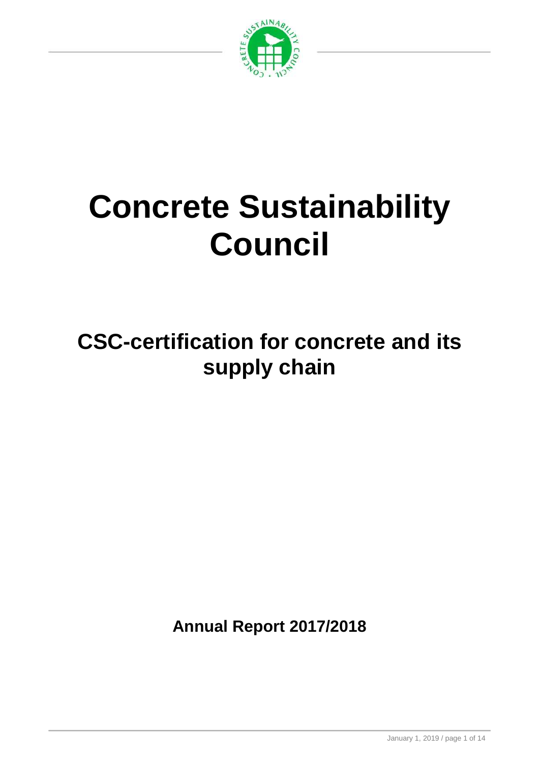# Concrete Sustainability Council

## CSC-certification for concrete and its supply chain

**Annual Report 2017/2018**

January 1, 2019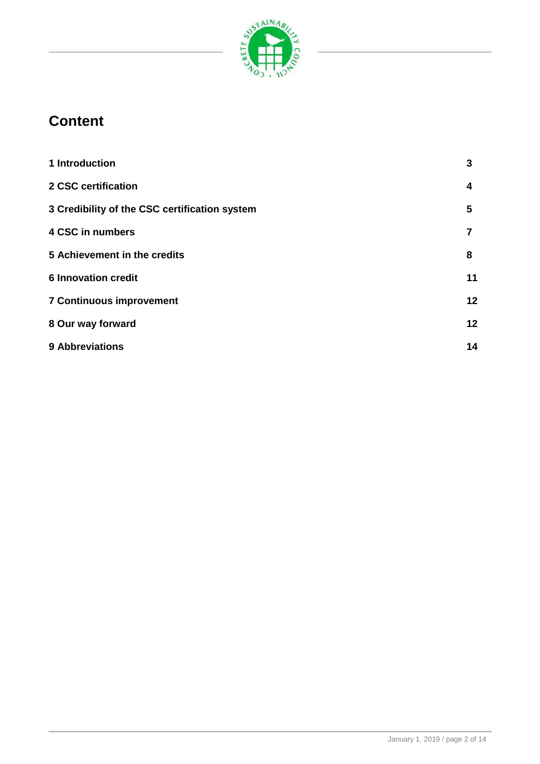# Content

| | |
|---|---|
| **1 Introduction** | **3** |
| **2 CSC certification** | **4** |
| **3 Credibility of the CSC certification system** | **5** |
| **4 CSC in numbers** | **7** |
| **5 Achievement in the credits** | **8** |
| **6 Innovation credit** | **11** |
| **7 Continuous improvement** | **12** |
| **8 Our way forward** | **12** |
| **9 Abbreviations** | **14** |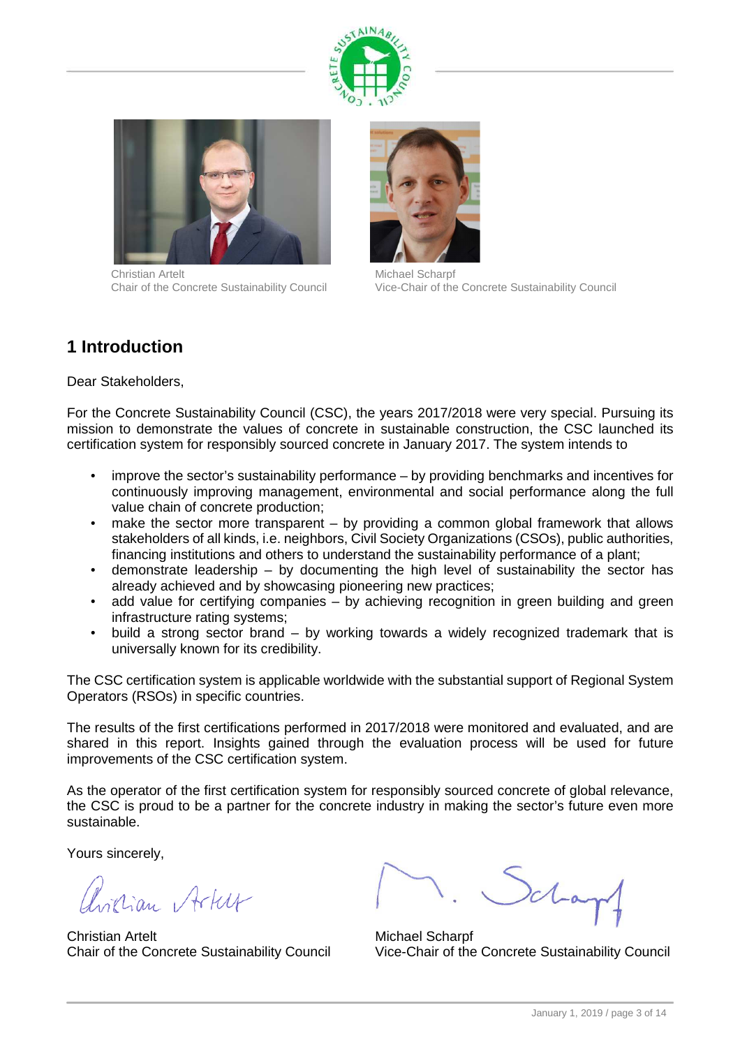Christian Artelt
Chair of the Concrete Sustainability Council

Michael Scharpf
Vice-Chair of the Concrete Sustainability Council

# 1 Introduction

Dear Stakeholders,

For the Concrete Sustainability Council (CSC), the years 2017/2018 were very special. Pursuing its mission to demonstrate the values of concrete in sustainable construction, the CSC launched its certification system for responsibly sourced concrete in January 2017. The system intends to

- improve the sector's sustainability performance – by providing benchmarks and incentives for continuously improving management, environmental and social performance along the full value chain of concrete production;
- make the sector more transparent – by providing a common global framework that allows stakeholders of all kinds, i.e. neighbors, Civil Society Organizations (CSOs), public authorities, financing institutions and others to understand the sustainability performance of a plant;
- demonstrate leadership – by documenting the high level of sustainability the sector has already achieved and by showcasing pioneering new practices;
- add value for certifying companies – by achieving recognition in green building and green infrastructure rating systems;
- build a strong sector brand – by working towards a widely recognized trademark that is universally known for its credibility.

The CSC certification system is applicable worldwide with the substantial support of Regional System Operators (RSOs) in specific countries.

The results of the first certifications performed in 2017/2018 were monitored and evaluated, and are shared in this report. Insights gained through the evaluation process will be used for future improvements of the CSC certification system.

As the operator of the first certification system for responsibly sourced concrete of global relevance, the CSC is proud to be a partner for the concrete industry in making the sector's future even more sustainable.

Yours sincerely,

Christian Artelt
Chair of the Concrete Sustainability Council

Michael Scharpf
Vice-Chair of the Concrete Sustainability Council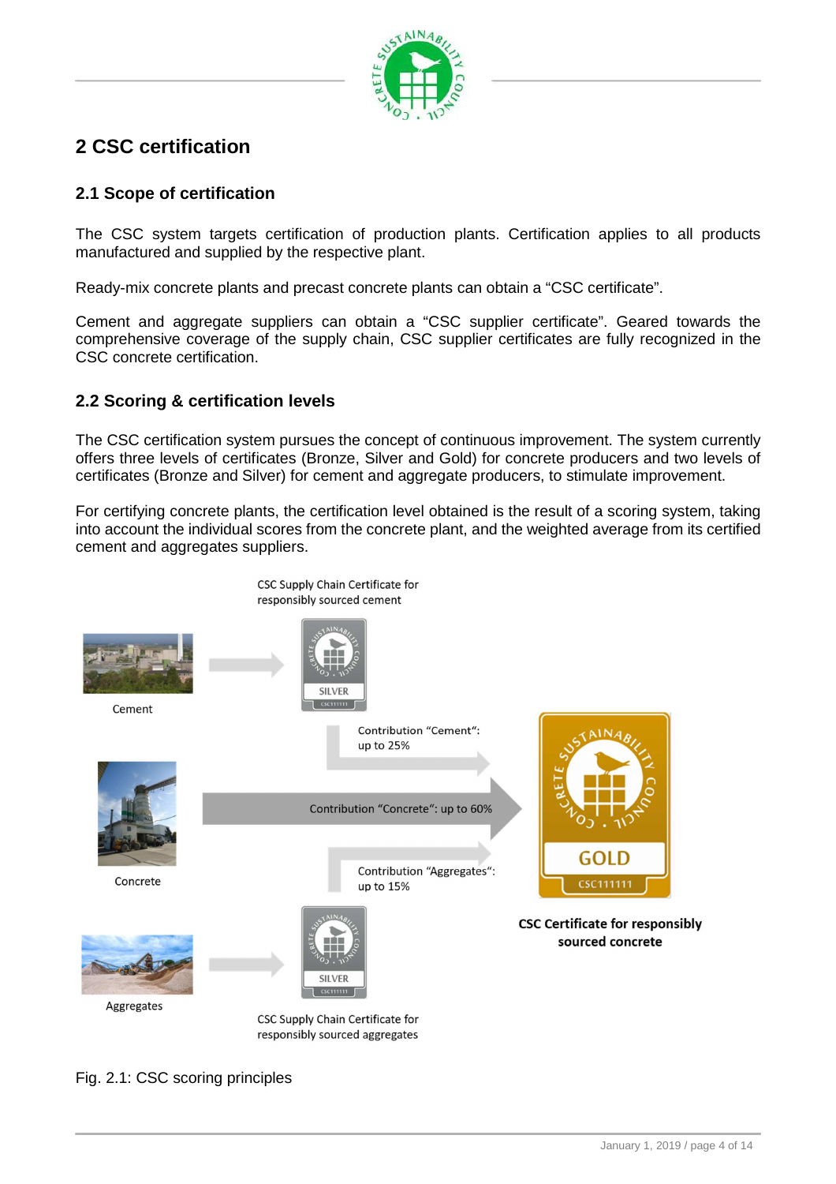## 2 CSC certification

### 2.1 Scope of certification

The CSC system targets certification of production plants. Certification applies to all products manufactured and supplied by the respective plant.

Ready-mix concrete plants and precast concrete plants can obtain a “CSC certificate”.

Cement and aggregate suppliers can obtain a “CSC supplier certificate”. Geared towards the comprehensive coverage of the supply chain, CSC supplier certificates are fully recognized in the CSC concrete certification.

### 2.2 Scoring & certification levels

The CSC certification system pursues the concept of continuous improvement. The system currently offers three levels of certificates (Bronze, Silver and Gold) for concrete producers and two levels of certificates (Bronze and Silver) for cement and aggregate producers, to stimulate improvement.

For certifying concrete plants, the certification level obtained is the result of a scoring system, taking into account the individual scores from the concrete plant, and the weighted average from its certified cement and aggregates suppliers.

CSC Supply Chain Certificate for responsibly sourced cement

SILVER

Cement

Contribution “Cement”: up to 25%

Contribution “Concrete”: up to 60%

GOLD

CSC111111

Concrete

Contribution “Aggregates”: up to 15%

CSC Certificate for responsibly sourced concrete

SILVER

Aggregates

CSC Supply Chain Certificate for responsibly sourced aggregates

Fig. 2.1: CSC scoring principles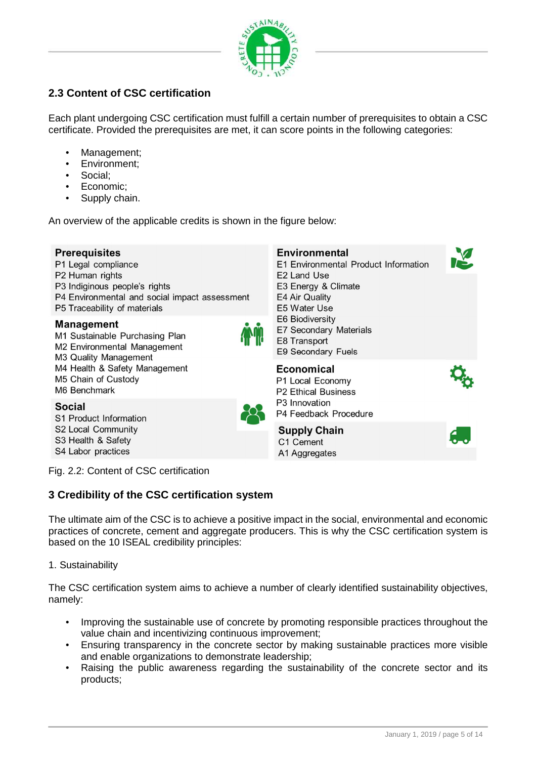## 2.3 Content of CSC certification

Each plant undergoing CSC certification must fulfill a certain number of prerequisites to obtain a CSC certificate. Provided the prerequisites are met, it can score points in the following categories:

- Management;
- Environment;
- Social;
- Economic;
- Supply chain.

An overview of the applicable credits is shown in the figure below:

**Prerequisites**
P1 Legal compliance
P2 Human rights
P3 Indiginous people's rights
P4 Environmental and social impact assessment
P5 Traceability of materials

**Management**
M1 Sustainable Purchasing Plan
M2 Environmental Management
M3 Quality Management
M4 Health & Safety Management
M5 Chain of Custody
M6 Benchmark

**Social**
S1 Product Information
S2 Local Community
S3 Health & Safety
S4 Labor practices

**Environmental**
E1 Environmental Product Information
E2 Land Use
E3 Energy & Climate
E4 Air Quality
E5 Water Use
E6 Biodiversity
E7 Secondary Materials
E8 Transport
E9 Secondary Fuels

**Economical**
P1 Local Economy
P2 Ethical Business
P3 Innovation
P4 Feedback Procedure

**Supply Chain**
C1 Cement
A1 Aggregates

Fig. 2.2: Content of CSC certification

# 3 Credibility of the CSC certification system

The ultimate aim of the CSC is to achieve a positive impact in the social, environmental and economic practices of concrete, cement and aggregate producers. This is why the CSC certification system is based on the 10 ISEAL credibility principles:

1. Sustainability

The CSC certification system aims to achieve a number of clearly identified sustainability objectives, namely:

- Improving the sustainable use of concrete by promoting responsible practices throughout the value chain and incentivizing continuous improvement;
- Ensuring transparency in the concrete sector by making sustainable practices more visible and enable organizations to demonstrate leadership;
- Raising the public awareness regarding the sustainability of the concrete sector and its products;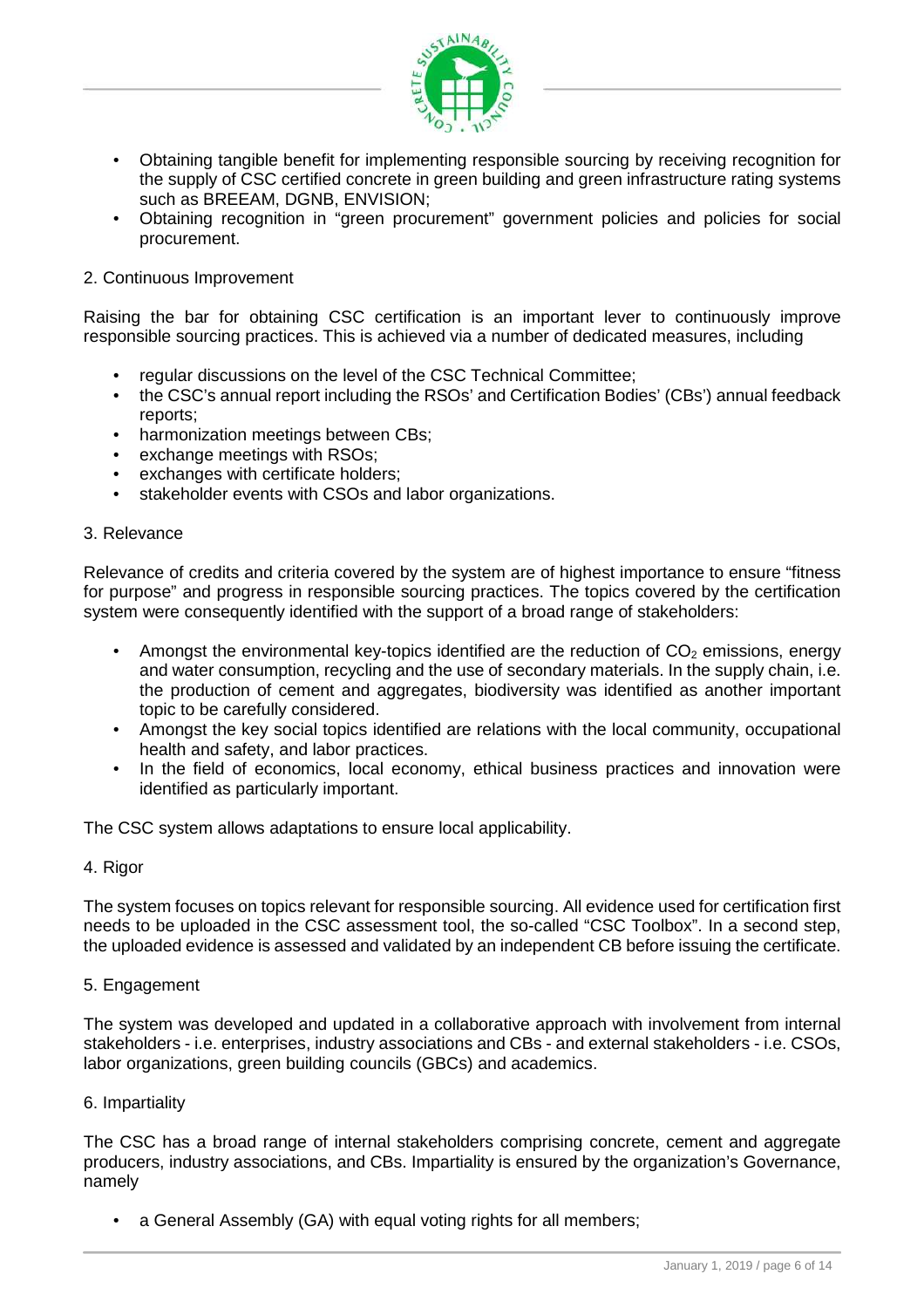- Obtaining tangible benefit for implementing responsible sourcing by receiving recognition for the supply of CSC certified concrete in green building and green infrastructure rating systems such as BREEAM, DGNB, ENVISION;
- Obtaining recognition in "green procurement" government policies and policies for social procurement.

2. Continuous Improvement

Raising the bar for obtaining CSC certification is an important lever to continuously improve responsible sourcing practices. This is achieved via a number of dedicated measures, including

- regular discussions on the level of the CSC Technical Committee;
- the CSC's annual report including the RSOs' and Certification Bodies' (CBs') annual feedback reports;
- harmonization meetings between CBs;
- exchange meetings with RSOs;
- exchanges with certificate holders;
- stakeholder events with CSOs and labor organizations.

3. Relevance

Relevance of credits and criteria covered by the system are of highest importance to ensure "fitness for purpose" and progress in responsible sourcing practices. The topics covered by the certification system were consequently identified with the support of a broad range of stakeholders:

- Amongst the environmental key-topics identified are the reduction of $CO_2$ emissions, energy and water consumption, recycling and the use of secondary materials. In the supply chain, i.e. the production of cement and aggregates, biodiversity was identified as another important topic to be carefully considered.
- Amongst the key social topics identified are relations with the local community, occupational health and safety, and labor practices.
- In the field of economics, local economy, ethical business practices and innovation were identified as particularly important.

The CSC system allows adaptations to ensure local applicability.

4. Rigor

The system focuses on topics relevant for responsible sourcing. All evidence used for certification first needs to be uploaded in the CSC assessment tool, the so-called "CSC Toolbox". In a second step, the uploaded evidence is assessed and validated by an independent CB before issuing the certificate.

5. Engagement

The system was developed and updated in a collaborative approach with involvement from internal stakeholders - i.e. enterprises, industry associations and CBs - and external stakeholders - i.e. CSOs, labor organizations, green building councils (GBCs) and academics.

6. Impartiality

The CSC has a broad range of internal stakeholders comprising concrete, cement and aggregate producers, industry associations, and CBs. Impartiality is ensured by the organization's Governance, namely

- a General Assembly (GA) with equal voting rights for all members;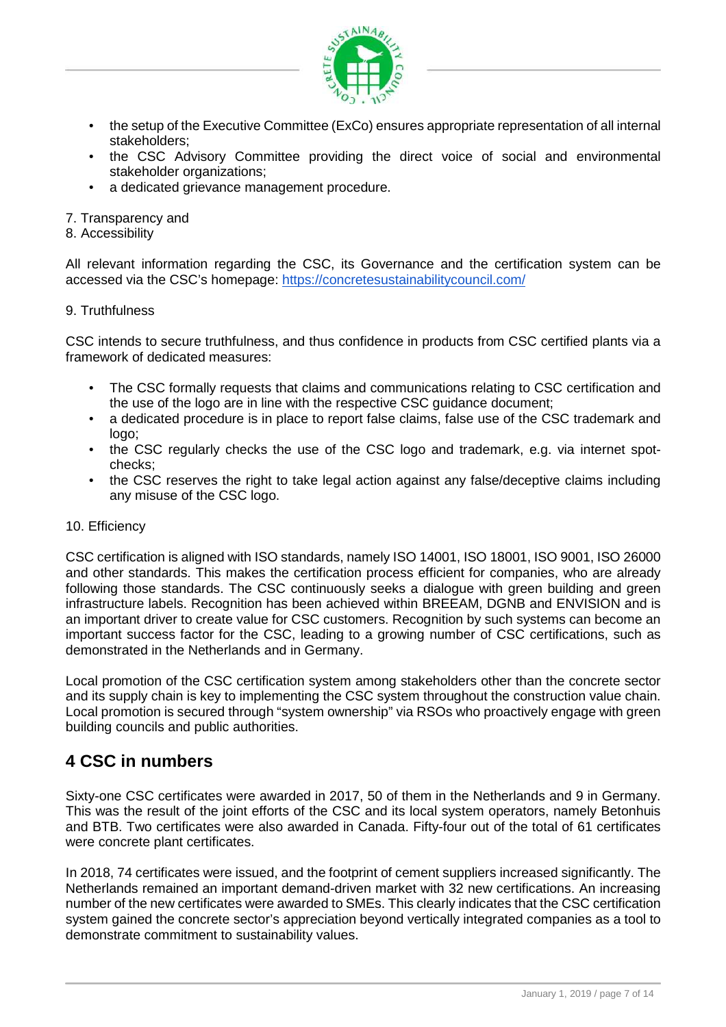- the setup of the Executive Committee (ExCo) ensures appropriate representation of all internal stakeholders;
- the CSC Advisory Committee providing the direct voice of social and environmental stakeholder organizations;
- a dedicated grievance management procedure.

7. Transparency and
8. Accessibility

All relevant information regarding the CSC, its Governance and the certification system can be accessed via the CSC's homepage: [https://concretesustainabilitycouncil.com/](https://concretesustainabilitycouncil.com/)

9. Truthfulness

CSC intends to secure truthfulness, and thus confidence in products from CSC certified plants via a framework of dedicated measures:

- The CSC formally requests that claims and communications relating to CSC certification and the use of the logo are in line with the respective CSC guidance document;
- a dedicated procedure is in place to report false claims, false use of the CSC trademark and logo;
- the CSC regularly checks the use of the CSC logo and trademark, e.g. via internet spot-checks;
- the CSC reserves the right to take legal action against any false/deceptive claims including any misuse of the CSC logo.

10. Efficiency

CSC certification is aligned with ISO standards, namely ISO 14001, ISO 18001, ISO 9001, ISO 26000 and other standards. This makes the certification process efficient for companies, who are already following those standards. The CSC continuously seeks a dialogue with green building and green infrastructure labels. Recognition has been achieved within BREEAM, DGNB and ENVISION and is an important driver to create value for CSC customers. Recognition by such systems can become an important success factor for the CSC, leading to a growing number of CSC certifications, such as demonstrated in the Netherlands and in Germany.

Local promotion of the CSC certification system among stakeholders other than the concrete sector and its supply chain is key to implementing the CSC system throughout the construction value chain. Local promotion is secured through "system ownership" via RSOs who proactively engage with green building councils and public authorities.

## 4 CSC in numbers

Sixty-one CSC certificates were awarded in 2017, 50 of them in the Netherlands and 9 in Germany. This was the result of the joint efforts of the CSC and its local system operators, namely Betonhuis and BTB. Two certificates were also awarded in Canada. Fifty-four out of the total of 61 certificates were concrete plant certificates.

In 2018, 74 certificates were issued, and the footprint of cement suppliers increased significantly. The Netherlands remained an important demand-driven market with 32 new certifications. An increasing number of the new certificates were awarded to SMEs. This clearly indicates that the CSC certification system gained the concrete sector's appreciation beyond vertically integrated companies as a tool to demonstrate commitment to sustainability values.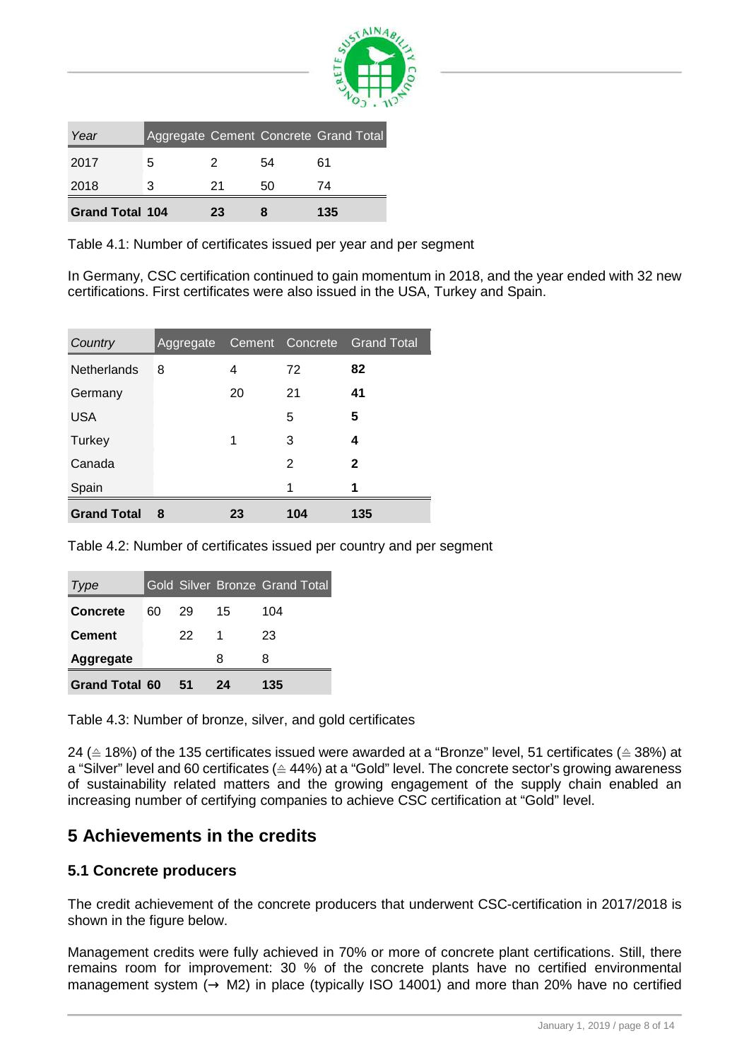| Year | Aggregate | Cement | Concrete | Grand Total |
|---|---|---|---|---|
| 2017 | 5 | 2 | 54 | 61 |
| 2018 | 3 | 21 | 50 | 74 |
| **Grand Total** | **104** | **23** | **8** | **135** |

Table 4.1: Number of certificates issued per year and per segment

In Germany, CSC certification continued to gain momentum in 2018, and the year ended with 32 new certifications. First certificates were also issued in the USA, Turkey and Spain.

| Country | Aggregate | Cement | Concrete | Grand Total |
|---|---|---|---|---|
| Netherlands | 8 | 4 | 72 | **82** |
| Germany | | 20 | 21 | **41** |
| USA | | | 5 | **5** |
| Turkey | | 1 | 3 | **4** |
| Canada | | | 2 | **2** |
| Spain | | | 1 | **1** |
| **Grand Total** | **8** | **23** | **104** | **135** |

Table 4.2: Number of certificates issued per country and per segment

| Type | Gold | Silver | Bronze | Grand Total |
|---|---|---|---|---|
| **Concrete** | 60 | 29 | 15 | 104 |
| **Cement** | | 22 | 1 | 23 |
| **Aggregate** | | | 8 | 8 |
| **Grand Total** | **60** | **51** | **24** | **135** |

Table 4.3: Number of bronze, silver, and gold certificates

24 (≙ 18%) of the 135 certificates issued were awarded at a "Bronze" level, 51 certificates (≙ 38%) at a "Silver" level and 60 certificates (≙ 44%) at a "Gold" level. The concrete sector's growing awareness of sustainability related matters and the growing engagement of the supply chain enabled an increasing number of certifying companies to achieve CSC certification at "Gold" level.

# 5 Achievements in the credits

## 5.1 Concrete producers

The credit achievement of the concrete producers that underwent CSC-certification in 2017/2018 is shown in the figure below.

Management credits were fully achieved in 70% or more of concrete plant certifications. Still, there remains room for improvement: 30 % of the concrete plants have no certified environmental management system (→ M2) in place (typically ISO 14001) and more than 20% have no certified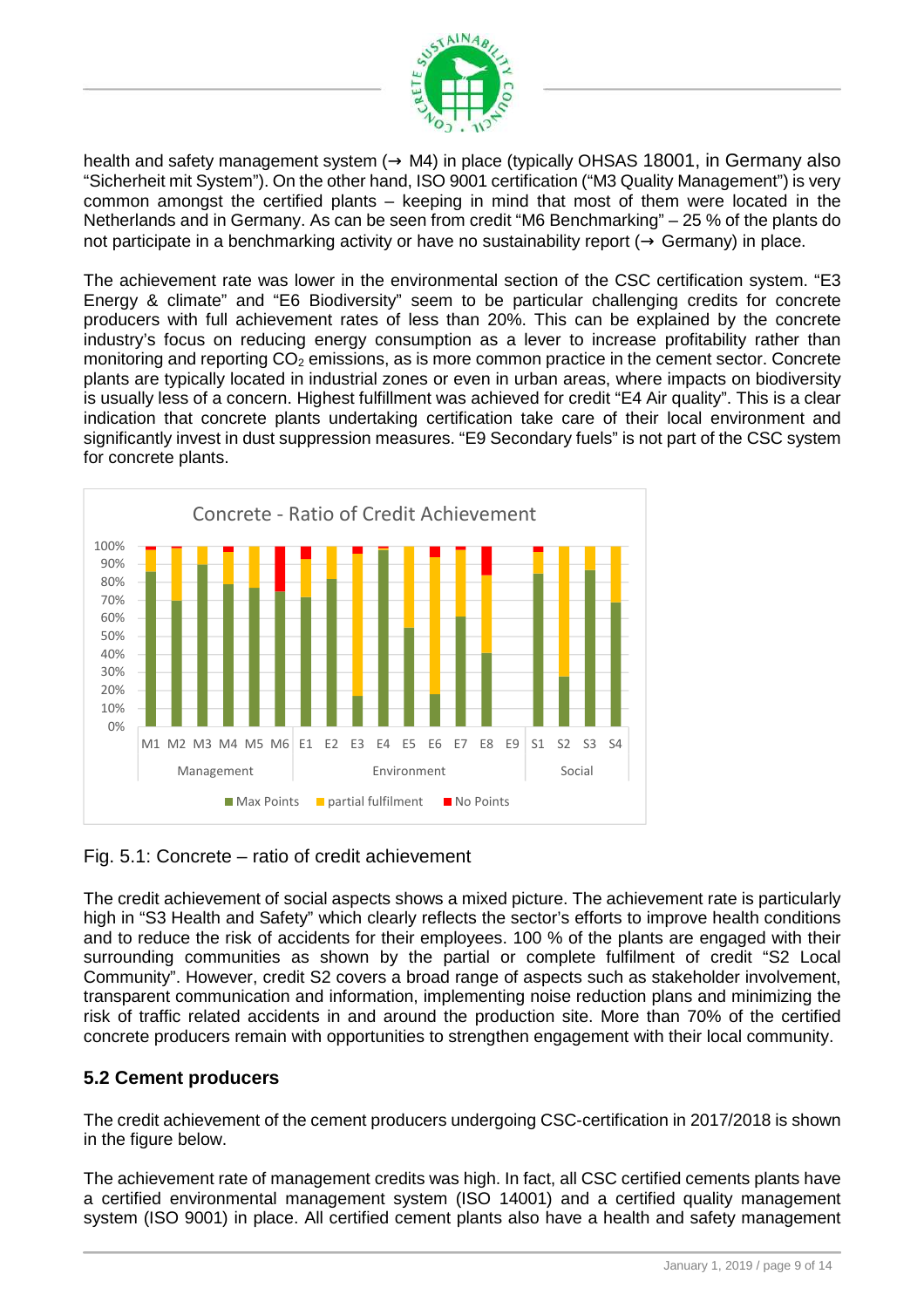health and safety management system (→ M4) in place (typically OHSAS 18001, in Germany also "Sicherheit mit System"). On the other hand, ISO 9001 certification ("M3 Quality Management") is very common amongst the certified plants – keeping in mind that most of them were located in the Netherlands and in Germany. As can be seen from credit "M6 Benchmarking" – 25 % of the plants do not participate in a benchmarking activity or have no sustainability report (→ Germany) in place.

The achievement rate was lower in the environmental section of the CSC certification system. "E3 Energy & climate" and "E6 Biodiversity" seem to be particular challenging credits for concrete producers with full achievement rates of less than 20%. This can be explained by the concrete industry's focus on reducing energy consumption as a lever to increase profitability rather than monitoring and reporting $CO_2$ emissions, as is more common practice in the cement sector. Concrete plants are typically located in industrial zones or even in urban areas, where impacts on biodiversity is usually less of a concern. Highest fulfillment was achieved for credit "E4 Air quality". This is a clear indication that concrete plants undertaking certification take care of their local environment and significantly invest in dust suppression measures. "E9 Secondary fuels" is not part of the CSC system for concrete plants.

Fig. 5.1: Concrete – ratio of credit achievement

The credit achievement of social aspects shows a mixed picture. The achievement rate is particularly high in "S3 Health and Safety" which clearly reflects the sector's efforts to improve health conditions and to reduce the risk of accidents for their employees. 100 % of the plants are engaged with their surrounding communities as shown by the partial or complete fulfilment of credit "S2 Local Community". However, credit S2 covers a broad range of aspects such as stakeholder involvement, transparent communication and information, implementing noise reduction plans and minimizing the risk of traffic related accidents in and around the production site. More than 70% of the certified concrete producers remain with opportunities to strengthen engagement with their local community.

## 5.2 Cement producers

The credit achievement of the cement producers undergoing CSC-certification in 2017/2018 is shown in the figure below.

The achievement rate of management credits was high. In fact, all CSC certified cements plants have a certified environmental management system (ISO 14001) and a certified quality management system (ISO 9001) in place. All certified cement plants also have a health and safety management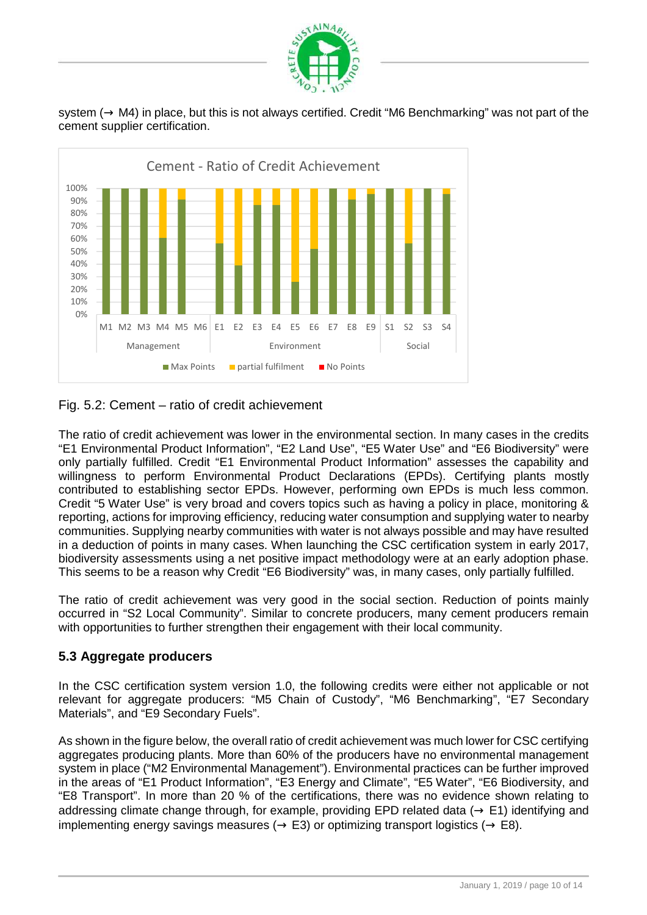system (→ M4) in place, but this is not always certified. Credit “M6 Benchmarking” was not part of the cement supplier certification.

Cement - Ratio of Credit Achievement

100%
90%
80%
70%
60%
50%
40%
30%
20%
10%
0%

M1 M2 M3 M4 M5 M6 E1 E2 E3 E4 E5 E6 E7 E8 E9 S1 S2 S3 S4

Management Environment Social

Max Points partial fulfilment No Points

Fig. 5.2: Cement – ratio of credit achievement

The ratio of credit achievement was lower in the environmental section. In many cases in the credits “E1 Environmental Product Information”, “E2 Land Use”, “E5 Water Use” and “E6 Biodiversity” were only partially fulfilled. Credit “E1 Environmental Product Information” assesses the capability and willingness to perform Environmental Product Declarations (EPDs). Certifying plants mostly contributed to establishing sector EPDs. However, performing own EPDs is much less common. Credit “5 Water Use” is very broad and covers topics such as having a policy in place, monitoring & reporting, actions for improving water consumption and supplying water to nearby communities. Supplying nearby communities with water is not always possible and may have resulted in a deduction of points in many cases. When launching the CSC certification system in early 2017, biodiversity assessments using a net positive impact methodology were at an early adoption phase. This seems to be a reason why Credit “E6 Biodiversity” was, in many cases, only partially fulfilled.

The ratio of credit achievement was very good in the social section. Reduction of points mainly occurred in “S2 Local Community”. Similar to concrete producers, many cement producers remain with opportunities to further strengthen their engagement with their local community.

### 5.3 Aggregate producers

In the CSC certification system version 1.0, the following credits were either not applicable or not relevant for aggregate producers: “M5 Chain of Custody”, “M6 Benchmarking”, “E7 Secondary Materials”, and “E9 Secondary Fuels”.

As shown in the figure below, the overall ratio of credit achievement was much lower for CSC certifying aggregates producing plants. More than 60% of the producers have no environmental management system in place (“M2 Environmental Management”). Environmental practices can be further improved in the areas of “E1 Product Information”, “E3 Energy and Climate”, “E5 Water”, “E6 Biodiversity, and “E8 Transport”. In more than 20 % of the certifications, there was no evidence shown relating to addressing climate change through, for example, providing EPD related data (→ E1) identifying and implementing energy savings measures (→ E3) or optimizing transport logistics (→ E8).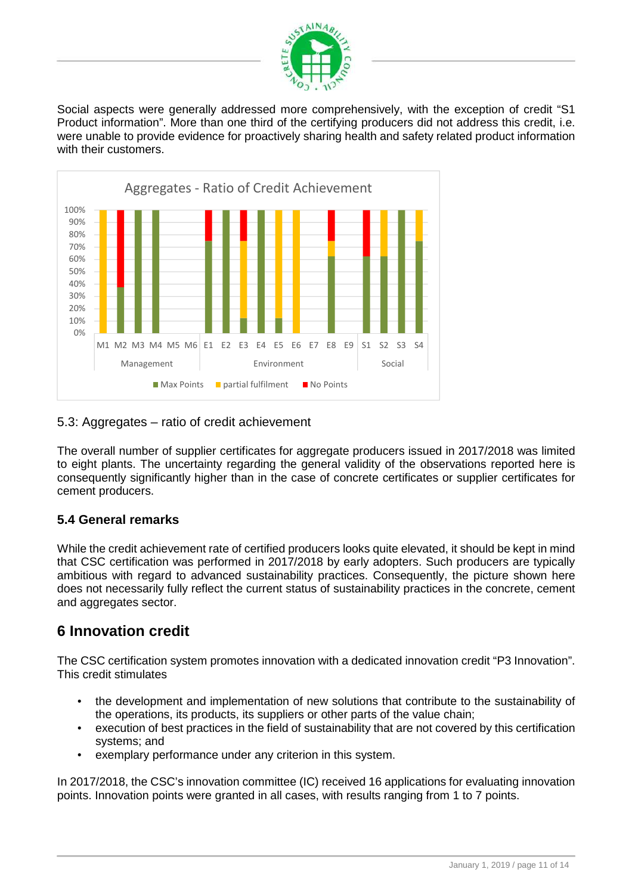Social aspects were generally addressed more comprehensively, with the exception of credit "S1 Product information". More than one third of the certifying producers did not address this credit, i.e. were unable to provide evidence for proactively sharing health and safety related product information with their customers.

Aggregates - Ratio of Credit Achievement

100%
90%
80%
70%
60%
50%
40%
30%
20%
10%
0%

M1 M2 M3 M4 M5 M6 E1 E2 E3 E4 E5 E6 E7 E8 E9 S1 S2 S3 S4

Management Environment Social

Max Points partial fulfilment No Points

5.3: Aggregates – ratio of credit achievement

The overall number of supplier certificates for aggregate producers issued in 2017/2018 was limited to eight plants. The uncertainty regarding the general validity of the observations reported here is consequently significantly higher than in the case of concrete certificates or supplier certificates for cement producers.

### 5.4 General remarks

While the credit achievement rate of certified producers looks quite elevated, it should be kept in mind that CSC certification was performed in 2017/2018 by early adopters. Such producers are typically ambitious with regard to advanced sustainability practices. Consequently, the picture shown here does not necessarily fully reflect the current status of sustainability practices in the concrete, cement and aggregates sector.

## 6 Innovation credit

The CSC certification system promotes innovation with a dedicated innovation credit "P3 Innovation". This credit stimulates

- the development and implementation of new solutions that contribute to the sustainability of the operations, its products, its suppliers or other parts of the value chain;
- execution of best practices in the field of sustainability that are not covered by this certification systems; and
- exemplary performance under any criterion in this system.

In 2017/2018, the CSC's innovation committee (IC) received 16 applications for evaluating innovation points. Innovation points were granted in all cases, with results ranging from 1 to 7 points.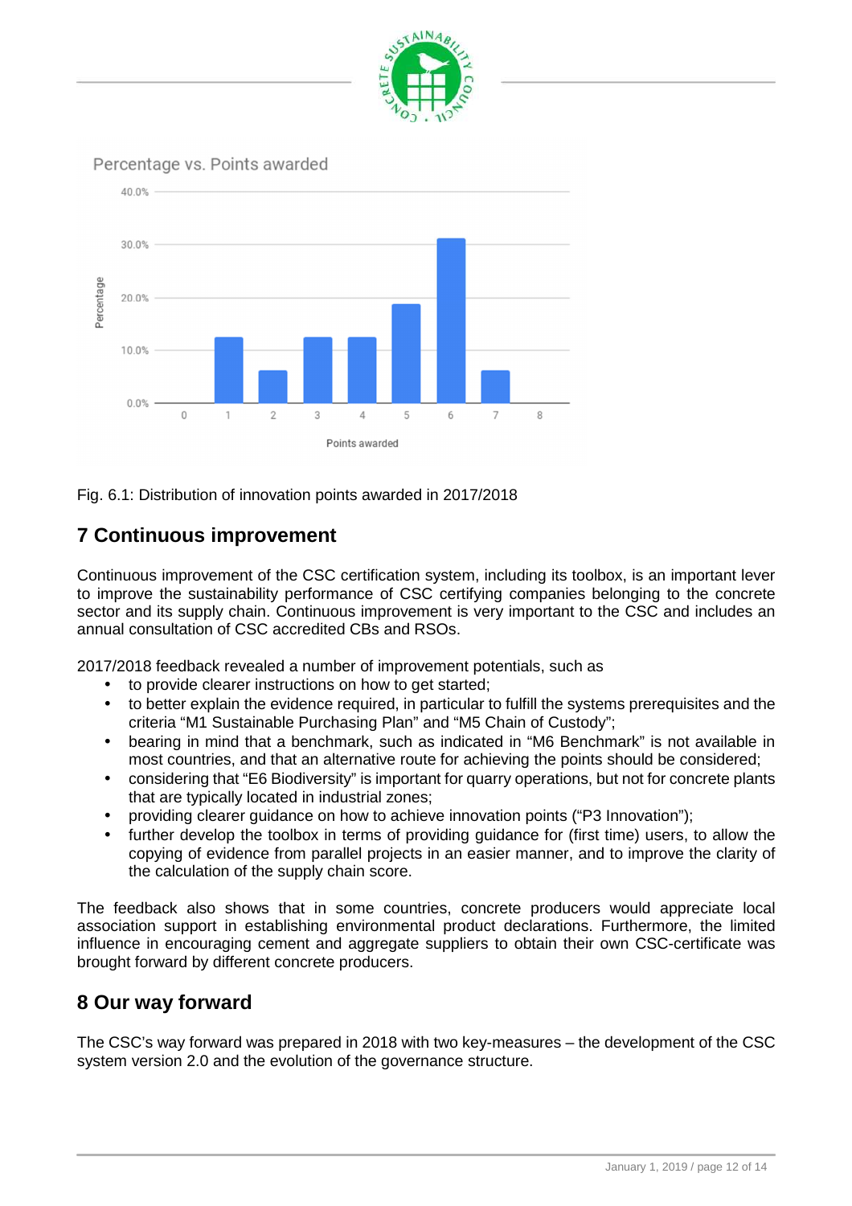Percentage vs. Points awarded

Percentage

40.0%
30.0%
20.0%
10.0%
0.0%

0 1 2 3 4 5 6 7 8

Points awarded

Fig. 6.1: Distribution of innovation points awarded in 2017/2018

## 7 Continuous improvement

Continuous improvement of the CSC certification system, including its toolbox, is an important lever to improve the sustainability performance of CSC certifying companies belonging to the concrete sector and its supply chain. Continuous improvement is very important to the CSC and includes an annual consultation of CSC accredited CBs and RSOs.

2017/2018 feedback revealed a number of improvement potentials, such as

- to provide clearer instructions on how to get started;
- to better explain the evidence required, in particular to fulfill the systems prerequisites and the criteria "M1 Sustainable Purchasing Plan" and "M5 Chain of Custody";
- bearing in mind that a benchmark, such as indicated in "M6 Benchmark" is not available in most countries, and that an alternative route for achieving the points should be considered;
- considering that "E6 Biodiversity" is important for quarry operations, but not for concrete plants that are typically located in industrial zones;
- providing clearer guidance on how to achieve innovation points ("P3 Innovation");
- further develop the toolbox in terms of providing guidance for (first time) users, to allow the copying of evidence from parallel projects in an easier manner, and to improve the clarity of the calculation of the supply chain score.

The feedback also shows that in some countries, concrete producers would appreciate local association support in establishing environmental product declarations. Furthermore, the limited influence in encouraging cement and aggregate suppliers to obtain their own CSC-certificate was brought forward by different concrete producers.

## 8 Our way forward

The CSC's way forward was prepared in 2018 with two key-measures – the development of the CSC system version 2.0 and the evolution of the governance structure.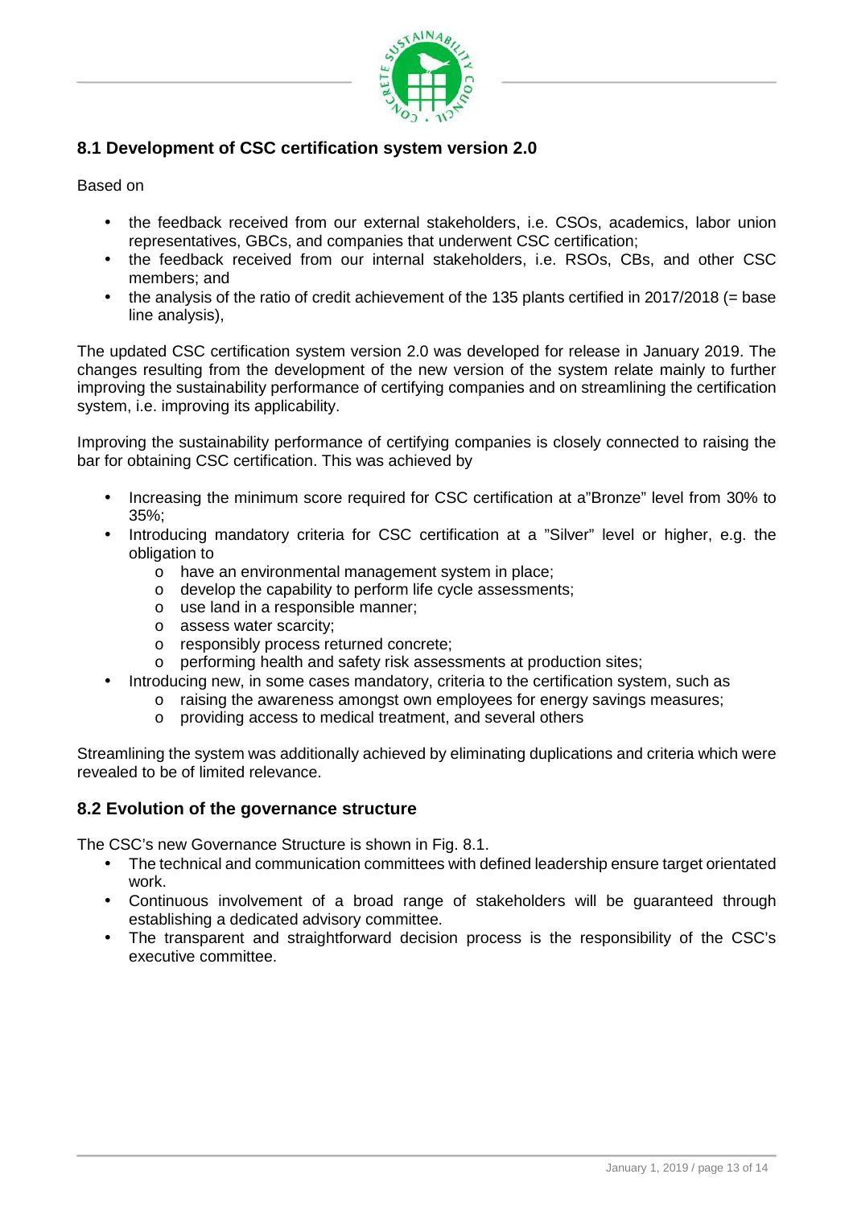## 8.1 Development of CSC certification system version 2.0

Based on

- the feedback received from our external stakeholders, i.e. CSOs, academics, labor union representatives, GBCs, and companies that underwent CSC certification;
- the feedback received from our internal stakeholders, i.e. RSOs, CBs, and other CSC members; and
- the analysis of the ratio of credit achievement of the 135 plants certified in 2017/2018 (= base line analysis),

The updated CSC certification system version 2.0 was developed for release in January 2019. The changes resulting from the development of the new version of the system relate mainly to further improving the sustainability performance of certifying companies and on streamlining the certification system, i.e. improving its applicability.

Improving the sustainability performance of certifying companies is closely connected to raising the bar for obtaining CSC certification. This was achieved by

- Increasing the minimum score required for CSC certification at a"Bronze" level from 30% to 35%;
- Introducing mandatory criteria for CSC certification at a "Silver" level or higher, e.g. the obligation to
  - have an environmental management system in place;
  - develop the capability to perform life cycle assessments;
  - use land in a responsible manner;
  - assess water scarcity;
  - responsibly process returned concrete;
  - performing health and safety risk assessments at production sites;
- Introducing new, in some cases mandatory, criteria to the certification system, such as
  - raising the awareness amongst own employees for energy savings measures;
  - providing access to medical treatment, and several others

Streamlining the system was additionally achieved by eliminating duplications and criteria which were revealed to be of limited relevance.

## 8.2 Evolution of the governance structure

The CSC's new Governance Structure is shown in Fig. 8.1.

- The technical and communication committees with defined leadership ensure target orientated work.
- Continuous involvement of a broad range of stakeholders will be guaranteed through establishing a dedicated advisory committee.
- The transparent and straightforward decision process is the responsibility of the CSC's executive committee.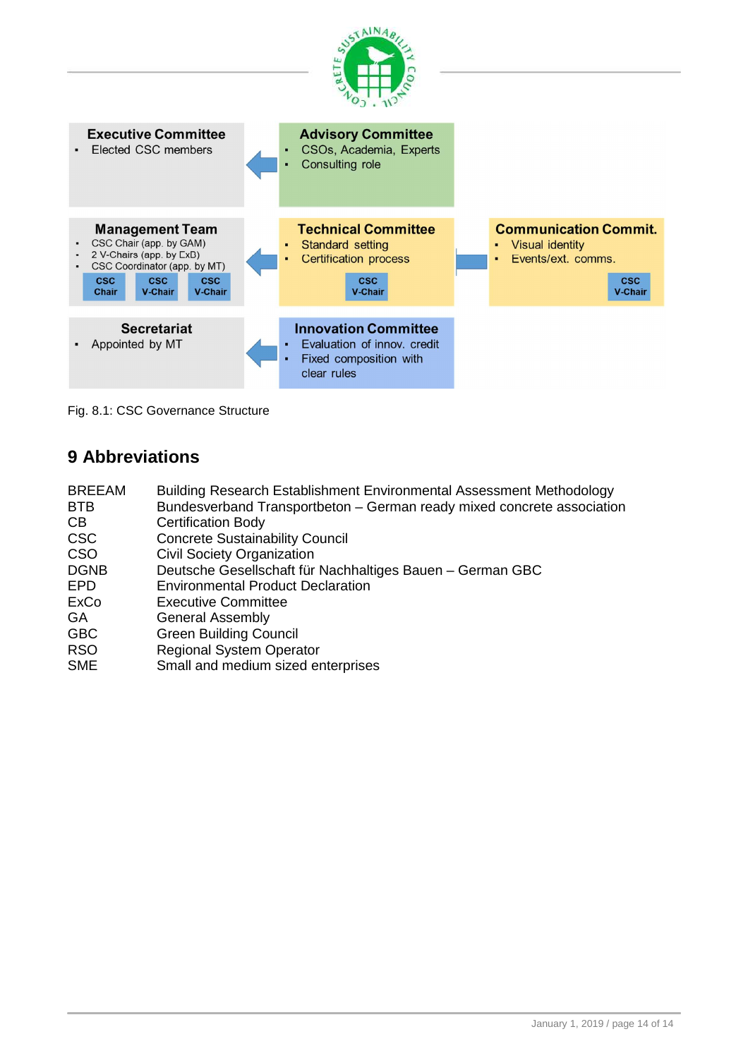**Executive Committee**
- Elected CSC members

**Advisory Committee**
- CSOs, Academia, Experts
- Consulting role

**Management Team**
- CSC Chair (app. by GAM)
- 2 V-Chairs (app. by ExD)
- CSC Coordinator (app. by MT)

CSC Chair | CSC V-Chair | CSC V-Chair

**Technical Committee**
- Standard setting
- Certification process

CSC V-Chair

**Communication Commit.**
- Visual identity
- Events/ext. comms.

CSC V-Chair

**Secretariat**
- Appointed by MT

**Innovation Committee**
- Evaluation of innov. credit
- Fixed composition with clear rules

Fig. 8.1: CSC Governance Structure

# 9 Abbreviations

| | |
|---|---|
| BREEAM | Building Research Establishment Environmental Assessment Methodology |
| BTB | Bundesverband Transportbeton – German ready mixed concrete association |
| CB | Certification Body |
| CSC | Concrete Sustainability Council |
| CSO | Civil Society Organization |
| DGNB | Deutsche Gesellschaft für Nachhaltiges Bauen – German GBC |
| EPD | Environmental Product Declaration |
| ExCo | Executive Committee |
| GA | General Assembly |
| GBC | Green Building Council |
| RSO | Regional System Operator |
| SME | Small and medium sized enterprises |